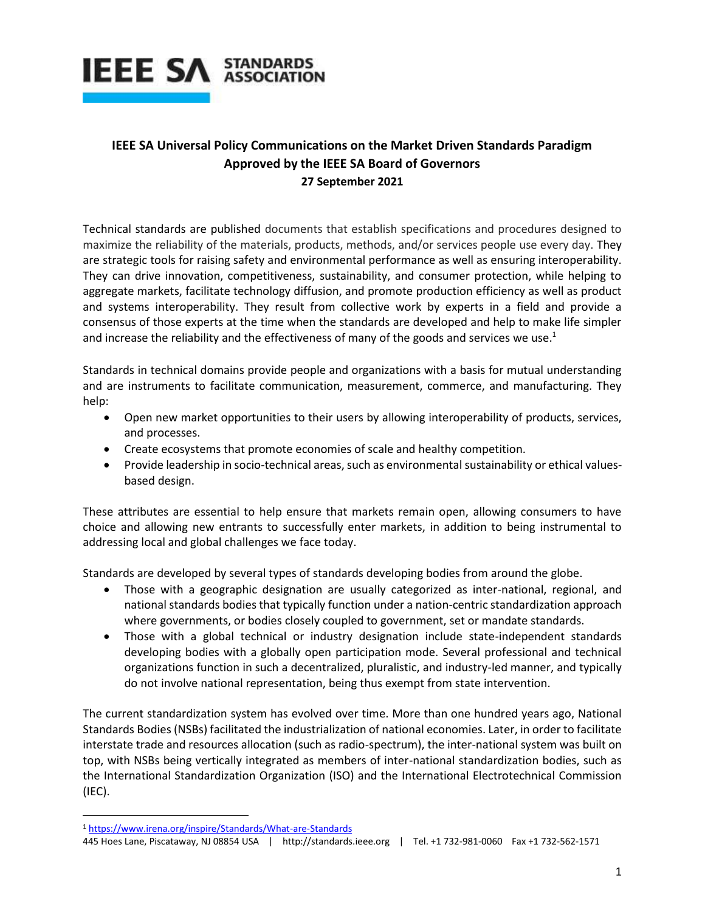**IEEE SA Universal Policy Communications on the Market Driven Standards Paradigm**
**Approved by the IEEE SA Board of Governors**
**27 September 2021**

Technical standards are published documents that establish specifications and procedures designed to maximize the reliability of the materials, products, methods, and/or services people use every day. They are strategic tools for raising safety and environmental performance as well as ensuring interoperability. They can drive innovation, competitiveness, sustainability, and consumer protection, while helping to aggregate markets, facilitate technology diffusion, and promote production efficiency as well as product and systems interoperability. They result from collective work by experts in a field and provide a consensus of those experts at the time when the standards are developed and help to make life simpler and increase the reliability and the effectiveness of many of the goods and services we use.[1]

Standards in technical domains provide people and organizations with a basis for mutual understanding and are instruments to facilitate communication, measurement, commerce, and manufacturing. They help:

- Open new market opportunities to their users by allowing interoperability of products, services, and processes.
- Create ecosystems that promote economies of scale and healthy competition.
- Provide leadership in socio-technical areas, such as environmental sustainability or ethical values-based design.

These attributes are essential to help ensure that markets remain open, allowing consumers to have choice and allowing new entrants to successfully enter markets, in addition to being instrumental to addressing local and global challenges we face today.

Standards are developed by several types of standards developing bodies from around the globe.

- Those with a geographic designation are usually categorized as inter-national, regional, and national standards bodies that typically function under a nation-centric standardization approach where governments, or bodies closely coupled to government, set or mandate standards.
- Those with a global technical or industry designation include state-independent standards developing bodies with a globally open participation mode. Several professional and technical organizations function in such a decentralized, pluralistic, and industry-led manner, and typically do not involve national representation, being thus exempt from state intervention.

The current standardization system has evolved over time. More than one hundred years ago, National Standards Bodies (NSBs) facilitated the industrialization of national economies. Later, in order to facilitate interstate trade and resources allocation (such as radio-spectrum), the inter-national system was built on top, with NSBs being vertically integrated as members of inter-national standardization bodies, such as the International Standardization Organization (ISO) and the International Electrotechnical Commission (IEC).

---

[1] https://www.irena.org/inspire/Standards/What-are-Standards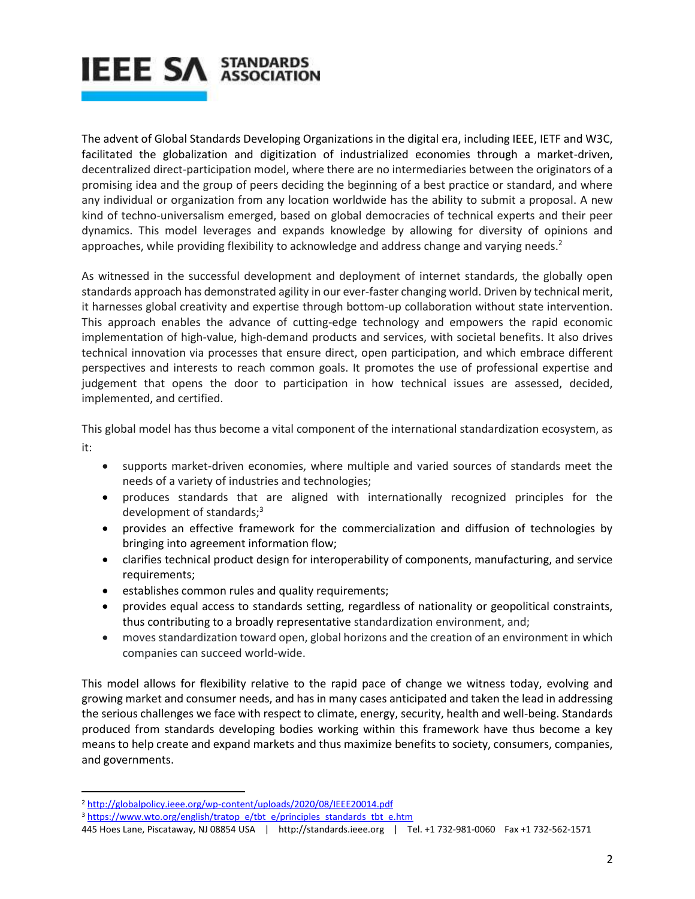The advent of Global Standards Developing Organizations in the digital era, including IEEE, IETF and W3C, facilitated the globalization and digitization of industrialized economies through a market-driven, decentralized direct-participation model, where there are no intermediaries between the originators of a promising idea and the group of peers deciding the beginning of a best practice or standard, and where any individual or organization from any location worldwide has the ability to submit a proposal. A new kind of techno-universalism emerged, based on global democracies of technical experts and their peer dynamics. This model leverages and expands knowledge by allowing for diversity of opinions and approaches, while providing flexibility to acknowledge and address change and varying needs.[2]

As witnessed in the successful development and deployment of internet standards, the globally open standards approach has demonstrated agility in our ever-faster changing world. Driven by technical merit, it harnesses global creativity and expertise through bottom-up collaboration without state intervention. This approach enables the advance of cutting-edge technology and empowers the rapid economic implementation of high-value, high-demand products and services, with societal benefits. It also drives technical innovation via processes that ensure direct, open participation, and which embrace different perspectives and interests to reach common goals. It promotes the use of professional expertise and judgement that opens the door to participation in how technical issues are assessed, decided, implemented, and certified.

This global model has thus become a vital component of the international standardization ecosystem, as it:

- supports market-driven economies, where multiple and varied sources of standards meet the needs of a variety of industries and technologies;
- produces standards that are aligned with internationally recognized principles for the development of standards;[3]
- provides an effective framework for the commercialization and diffusion of technologies by bringing into agreement information flow;
- clarifies technical product design for interoperability of components, manufacturing, and service requirements;
- establishes common rules and quality requirements;
- provides equal access to standards setting, regardless of nationality or geopolitical constraints, thus contributing to a broadly representative standardization environment, and;
- moves standardization toward open, global horizons and the creation of an environment in which companies can succeed world-wide.

This model allows for flexibility relative to the rapid pace of change we witness today, evolving and growing market and consumer needs, and has in many cases anticipated and taken the lead in addressing the serious challenges we face with respect to climate, energy, security, health and well-being. Standards produced from standards developing bodies working within this framework have thus become a key means to help create and expand markets and thus maximize benefits to society, consumers, companies, and governments.

---

[2] http://globalpolicy.ieee.org/wp-content/uploads/2020/08/IEEE20014.pdf

[3] https://www.wto.org/english/tratop_e/tbt_e/principles_standards_tbt_e.htm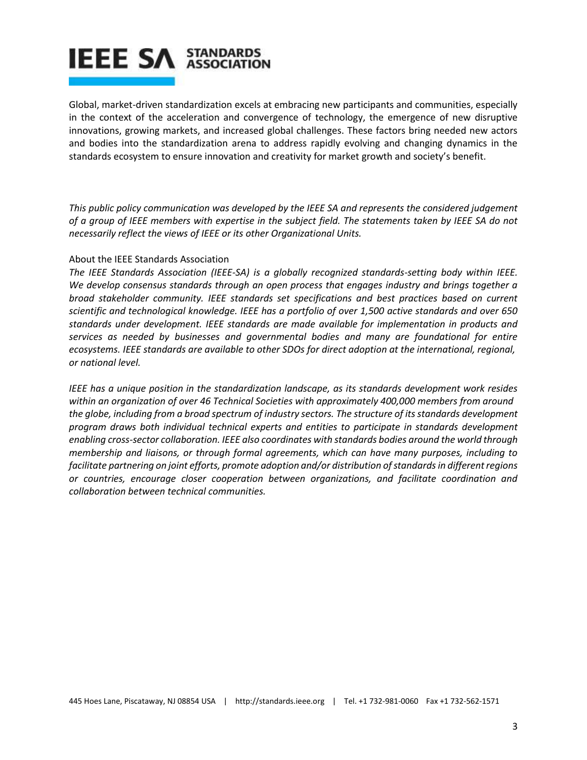Global, market-driven standardization excels at embracing new participants and communities, especially in the context of the acceleration and convergence of technology, the emergence of new disruptive innovations, growing markets, and increased global challenges. These factors bring needed new actors and bodies into the standardization arena to address rapidly evolving and changing dynamics in the standards ecosystem to ensure innovation and creativity for market growth and society's benefit.

*This public policy communication was developed by the IEEE SA and represents the considered judgement of a group of IEEE members with expertise in the subject field. The statements taken by IEEE SA do not necessarily reflect the views of IEEE or its other Organizational Units.*

About the IEEE Standards Association

*The IEEE Standards Association (IEEE-SA) is a globally recognized standards-setting body within IEEE. We develop consensus standards through an open process that engages industry and brings together a broad stakeholder community. IEEE standards set specifications and best practices based on current scientific and technological knowledge. IEEE has a portfolio of over 1,500 active standards and over 650 standards under development. IEEE standards are made available for implementation in products and services as needed by businesses and governmental bodies and many are foundational for entire ecosystems. IEEE standards are available to other SDOs for direct adoption at the international, regional, or national level.*

*IEEE has a unique position in the standardization landscape, as its standards development work resides within an organization of over 46 Technical Societies with approximately 400,000 members from around the globe, including from a broad spectrum of industry sectors. The structure of its standards development program draws both individual technical experts and entities to participate in standards development enabling cross-sector collaboration. IEEE also coordinates with standards bodies around the world through membership and liaisons, or through formal agreements, which can have many purposes, including to facilitate partnering on joint efforts, promote adoption and/or distribution of standards in different regions or countries, encourage closer cooperation between organizations, and facilitate coordination and collaboration between technical communities.*